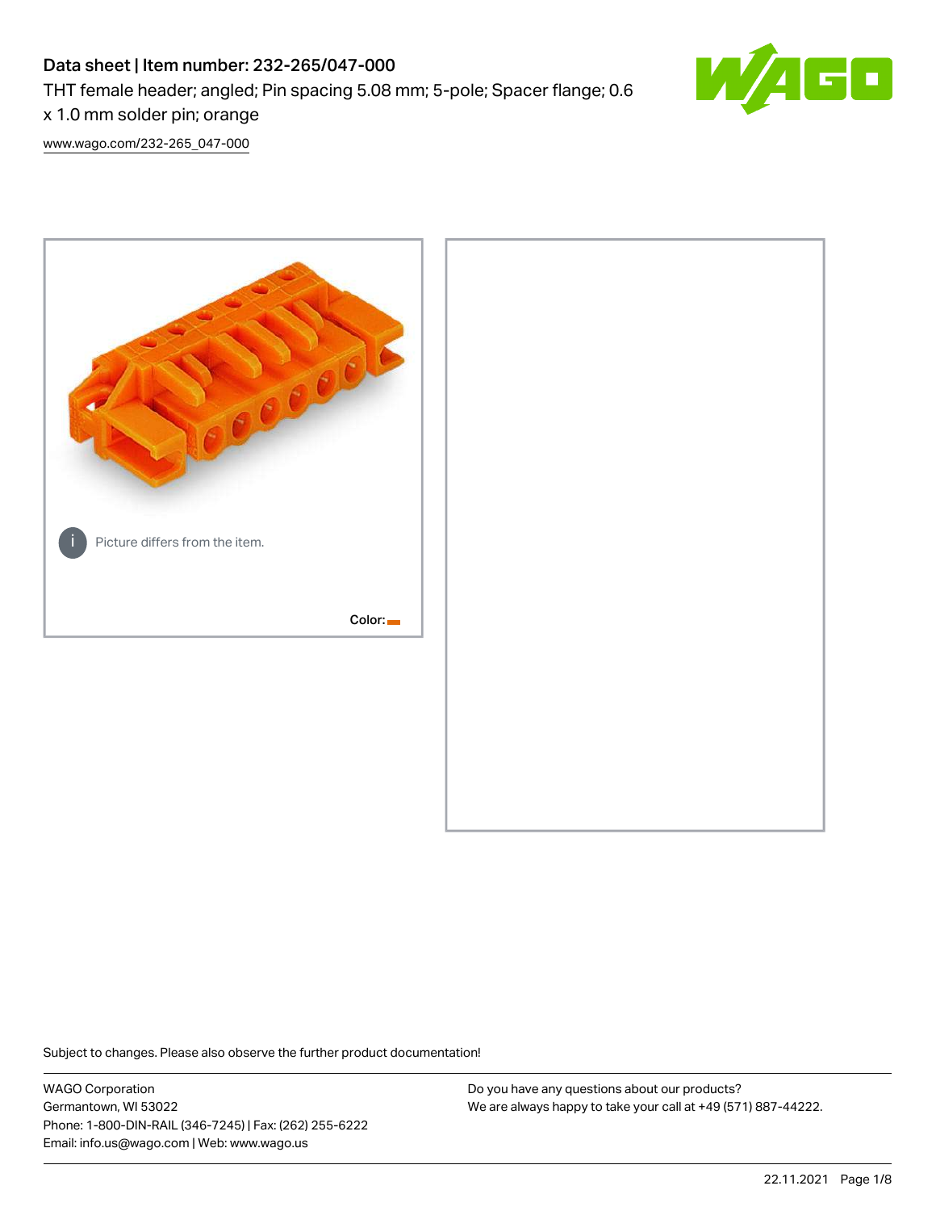# Data sheet | Item number: 232-265/047-000

THT female header; angled; Pin spacing 5.08 mm; 5-pole; Spacer flange; 0.6 x 1.0 mm solder pin; orange

www.wago.com/232-265_047-000

Picture differs from the item.

Color:

Subject to changes. Please also observe the further product documentation!

WAGO Corporation
Germantown, WI 53022
Phone: 1-800-DIN-RAIL (346-7245) | Fax: (262) 255-6222
Email: info.us@wago.com | Web: www.wago.us

Do you have any questions about our products?
We are always happy to take your call at +49 (571) 887-44222.

22.11.2021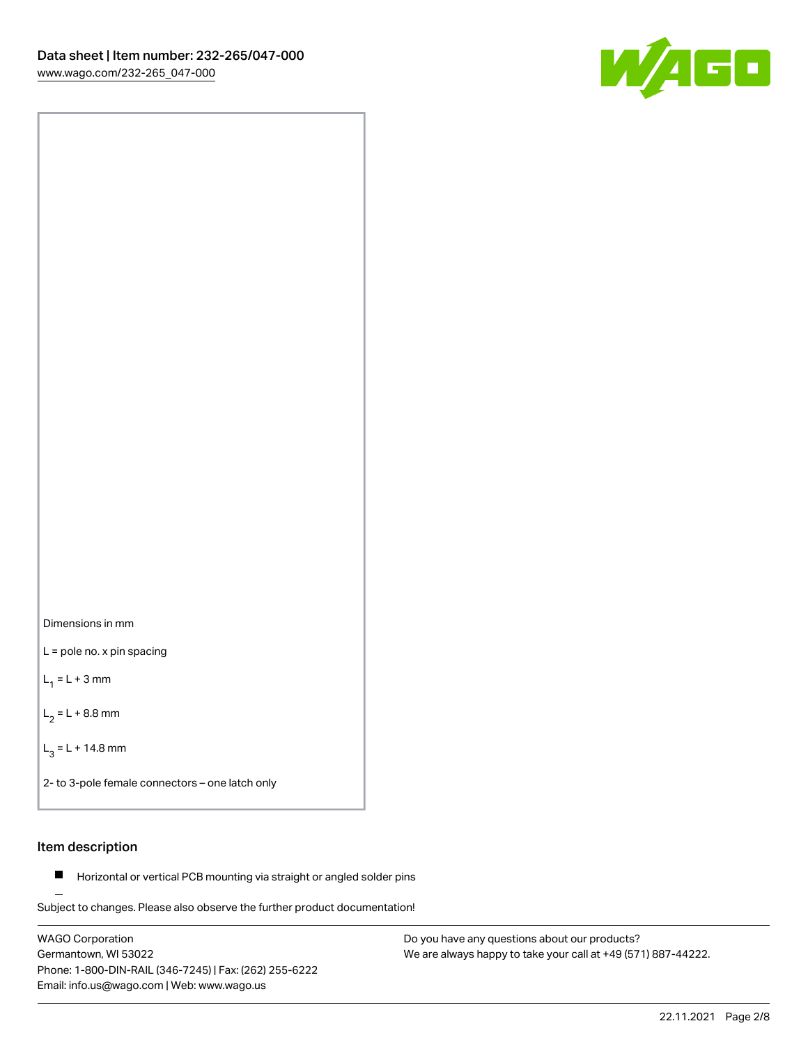Dimensions in mm

L = pole no. x pin spacing

$L_1$ = L + 3 mm

$L_2$ = L + 8.8 mm

$L_3$ = L + 14.8 mm

2- to 3-pole female connectors – one latch only

## Item description

- Horizontal or vertical PCB mounting via straight or angled solder pins

Subject to changes. Please also observe the further product documentation!

WAGO Corporation
Germantown, WI 53022
Phone: 1-800-DIN-RAIL (346-7245) | Fax: (262) 255-6222
Email: info.us@wago.com | Web: www.wago.us

Do you have any questions about our products?
We are always happy to take your call at +49 (571) 887-44222.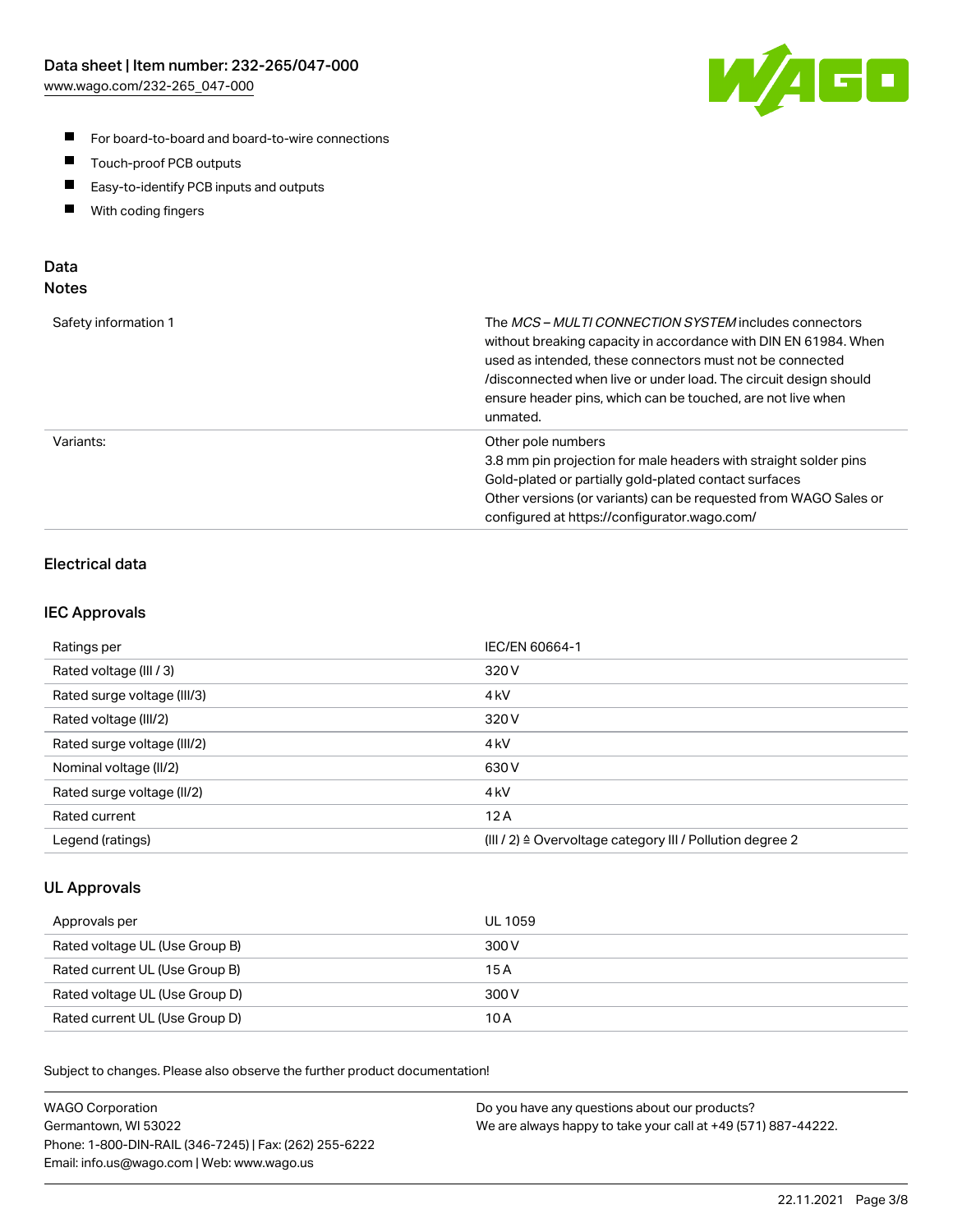- For board-to-board and board-to-wire connections
- Touch-proof PCB outputs
- Easy-to-identify PCB inputs and outputs
- With coding fingers

## Data
### Notes

| | |
|---|---|
| Safety information 1 | The *MCS – MULTI CONNECTION SYSTEM* includes connectors without breaking capacity in accordance with DIN EN 61984. When used as intended, these connectors must not be connected /disconnected when live or under load. The circuit design should ensure header pins, which can be touched, are not live when unmated. |
| Variants: | Other pole numbers<br>3.8 mm pin projection for male headers with straight solder pins<br>Gold-plated or partially gold-plated contact surfaces<br>Other versions (or variants) can be requested from WAGO Sales or configured at https://configurator.wago.com/ |

### Electrical data

#### IEC Approvals

| | |
|---|---|
| Ratings per | IEC/EN 60664-1 |
| Rated voltage (III / 3) | 320 V |
| Rated surge voltage (III/3) | 4 kV |
| Rated voltage (III/2) | 320 V |
| Rated surge voltage (III/2) | 4 kV |
| Nominal voltage (II/2) | 630 V |
| Rated surge voltage (II/2) | 4 kV |
| Rated current | 12 A |
| Legend (ratings) | (III / 2) ≙ Overvoltage category III / Pollution degree 2 |

#### UL Approvals

| | |
|---|---|
| Approvals per | UL 1059 |
| Rated voltage UL (Use Group B) | 300 V |
| Rated current UL (Use Group B) | 15 A |
| Rated voltage UL (Use Group D) | 300 V |
| Rated current UL (Use Group D) | 10 A |

Subject to changes. Please also observe the further product documentation!

WAGO Corporation
Germantown, WI 53022
Phone: 1-800-DIN-RAIL (346-7245) | Fax: (262) 255-6222
Email: info.us@wago.com | Web: www.wago.us

Do you have any questions about our products?
We are always happy to take your call at +49 (571) 887-44222.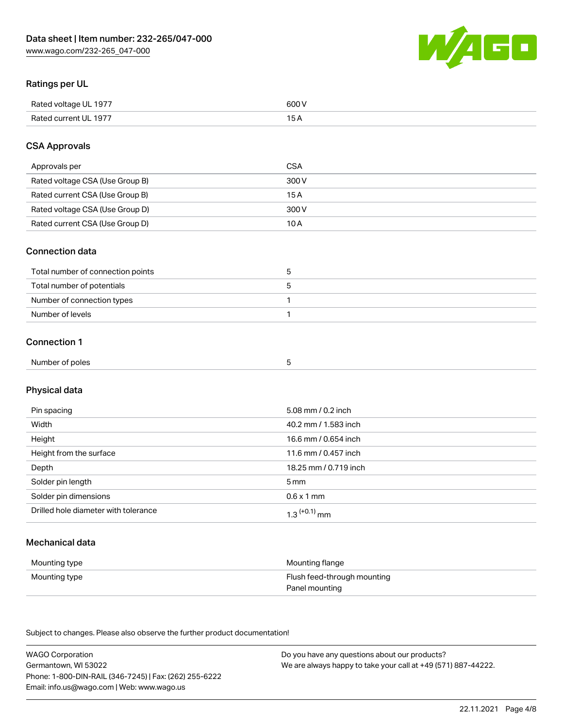## Ratings per UL

| | |
|---|---|
| Rated voltage UL 1977 | 600 V |
| Rated current UL 1977 | 15 A |

## CSA Approvals

| | |
|---|---|
| Approvals per | CSA |
| Rated voltage CSA (Use Group B) | 300 V |
| Rated current CSA (Use Group B) | 15 A |
| Rated voltage CSA (Use Group D) | 300 V |
| Rated current CSA (Use Group D) | 10 A |

## Connection data

| | |
|---|---|
| Total number of connection points | 5 |
| Total number of potentials | 5 |
| Number of connection types | 1 |
| Number of levels | 1 |

## Connection 1

| | |
|---|---|
| Number of poles | 5 |

## Physical data

| | |
|---|---|
| Pin spacing | 5.08 mm / 0.2 inch |
| Width | 40.2 mm / 1.583 inch |
| Height | 16.6 mm / 0.654 inch |
| Height from the surface | 11.6 mm / 0.457 inch |
| Depth | 18.25 mm / 0.719 inch |
| Solder pin length | 5 mm |
| Solder pin dimensions | 0.6 x 1 mm |
| Drilled hole diameter with tolerance | $1.3^{(+0.1)}$ mm |

## Mechanical data

| | |
|---|---|
| Mounting type | Mounting flange |
| Mounting type | Flush feed-through mounting<br>Panel mounting |

Subject to changes. Please also observe the further product documentation!

WAGO Corporation
Germantown, WI 53022
Phone: 1-800-DIN-RAIL (346-7245) | Fax: (262) 255-6222
Email: info.us@wago.com | Web: www.wago.us

Do you have any questions about our products?
We are always happy to take your call at +49 (571) 887-44222.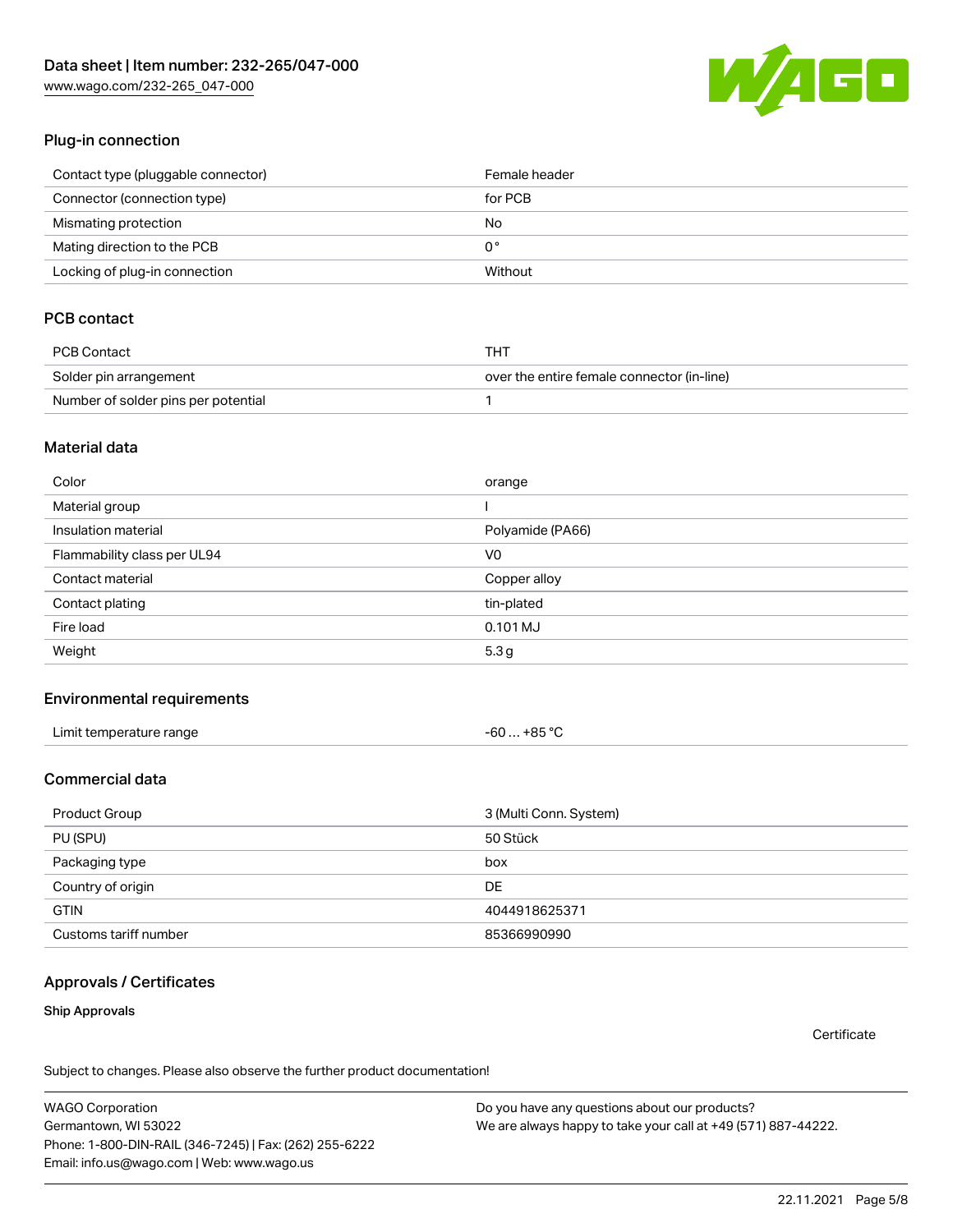## Plug-in connection

| | |
|---|---|
| Contact type (pluggable connector) | Female header |
| Connector (connection type) | for PCB |
| Mismating protection | No |
| Mating direction to the PCB | 0 ° |
| Locking of plug-in connection | Without |

## PCB contact

| | |
|---|---|
| PCB Contact | THT |
| Solder pin arrangement | over the entire female connector (in-line) |
| Number of solder pins per potential | 1 |

## Material data

| | |
|---|---|
| Color | orange |
| Material group | I |
| Insulation material | Polyamide (PA66) |
| Flammability class per UL94 | V0 |
| Contact material | Copper alloy |
| Contact plating | tin-plated |
| Fire load | 0.101 MJ |
| Weight | 5.3 g |

## Environmental requirements

| | |
|---|---|
| Limit temperature range | -60 … +85 °C |

## Commercial data

| | |
|---|---|
| Product Group | 3 (Multi Conn. System) |
| PU (SPU) | 50 Stück |
| Packaging type | box |
| Country of origin | DE |
| GTIN | 4044918625371 |
| Customs tariff number | 85366990990 |

## Approvals / Certificates

### Ship Approvals

Certificate

Subject to changes. Please also observe the further product documentation!

WAGO Corporation
Germantown, WI 53022
Phone: 1-800-DIN-RAIL (346-7245) | Fax: (262) 255-6222
Email: info.us@wago.com | Web: www.wago.us

Do you have any questions about our products?
We are always happy to take your call at +49 (571) 887-44222.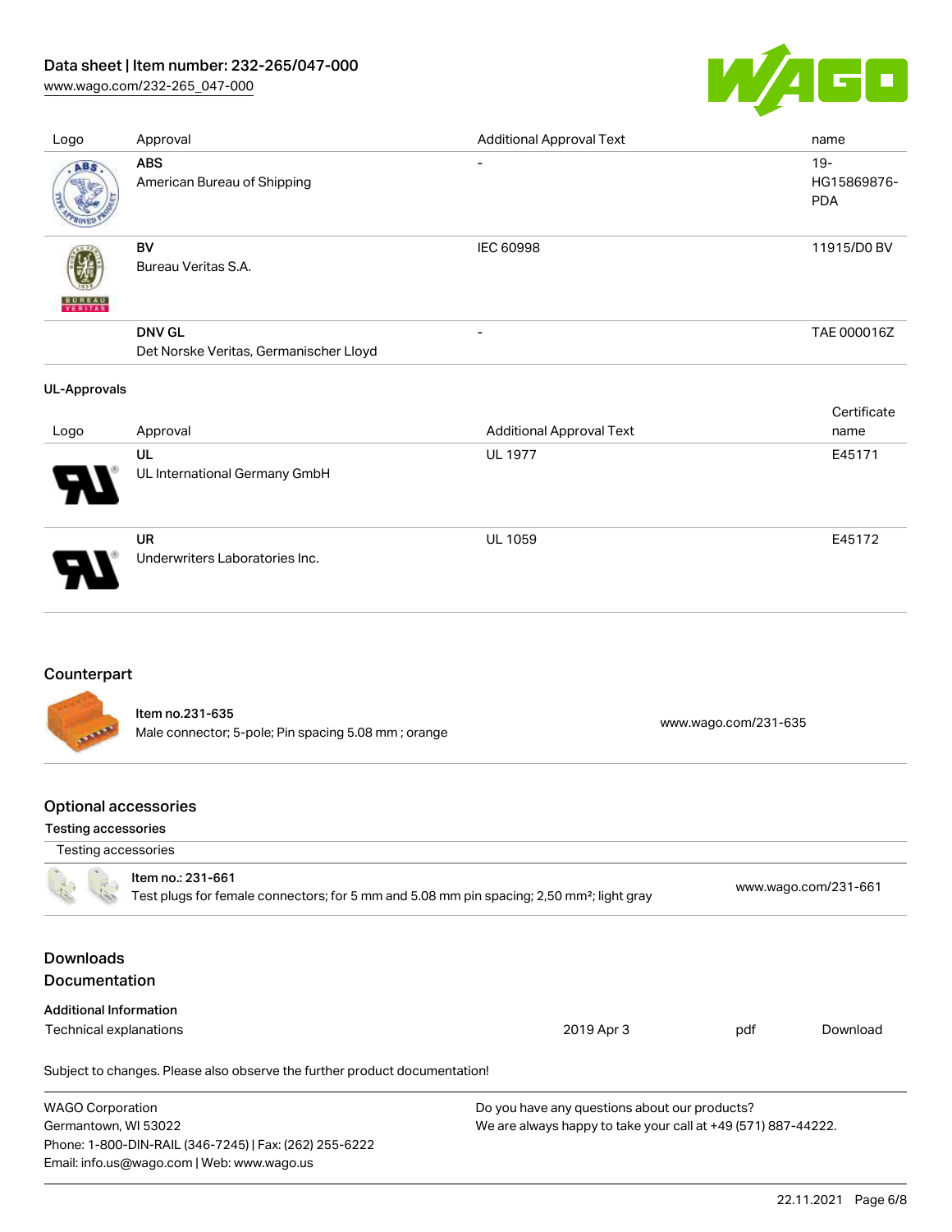| Logo | Approval | Additional Approval Text | name |
|---|---|---|---|
| | **ABS**<br>American Bureau of Shipping | - | 19-HG15869876-PDA |
| | **BV**<br>Bureau Veritas S.A. | IEC 60998 | 11915/D0 BV |
| | **DNV GL**<br>Det Norske Veritas, Germanischer Lloyd | - | TAE 000016Z |

**UL-Approvals**

| Logo | Approval | Additional Approval Text | Certificate name |
|---|---|---|---|
| | **UL**<br>UL International Germany GmbH | UL 1977 | E45171 |
| | **UR**<br>Underwriters Laboratories Inc. | UL 1059 | E45172 |

## Counterpart

| Item no.231-635<br>Male connector; 5-pole; Pin spacing 5.08 mm ; orange | www.wago.com/231-635 |
|---|---|

## Optional accessories

**Testing accessories**

| Testing accessories | |
|---|---|
| Item no.: 231-661<br>Test plugs for female connectors; for 5 mm and 5.08 mm pin spacing; 2,50 mm²; light gray | www.wago.com/231-661 |

## Downloads
## Documentation

**Additional Information**

| Technical explanations | 2019 Apr 3 | pdf | Download |
|---|---|---|---|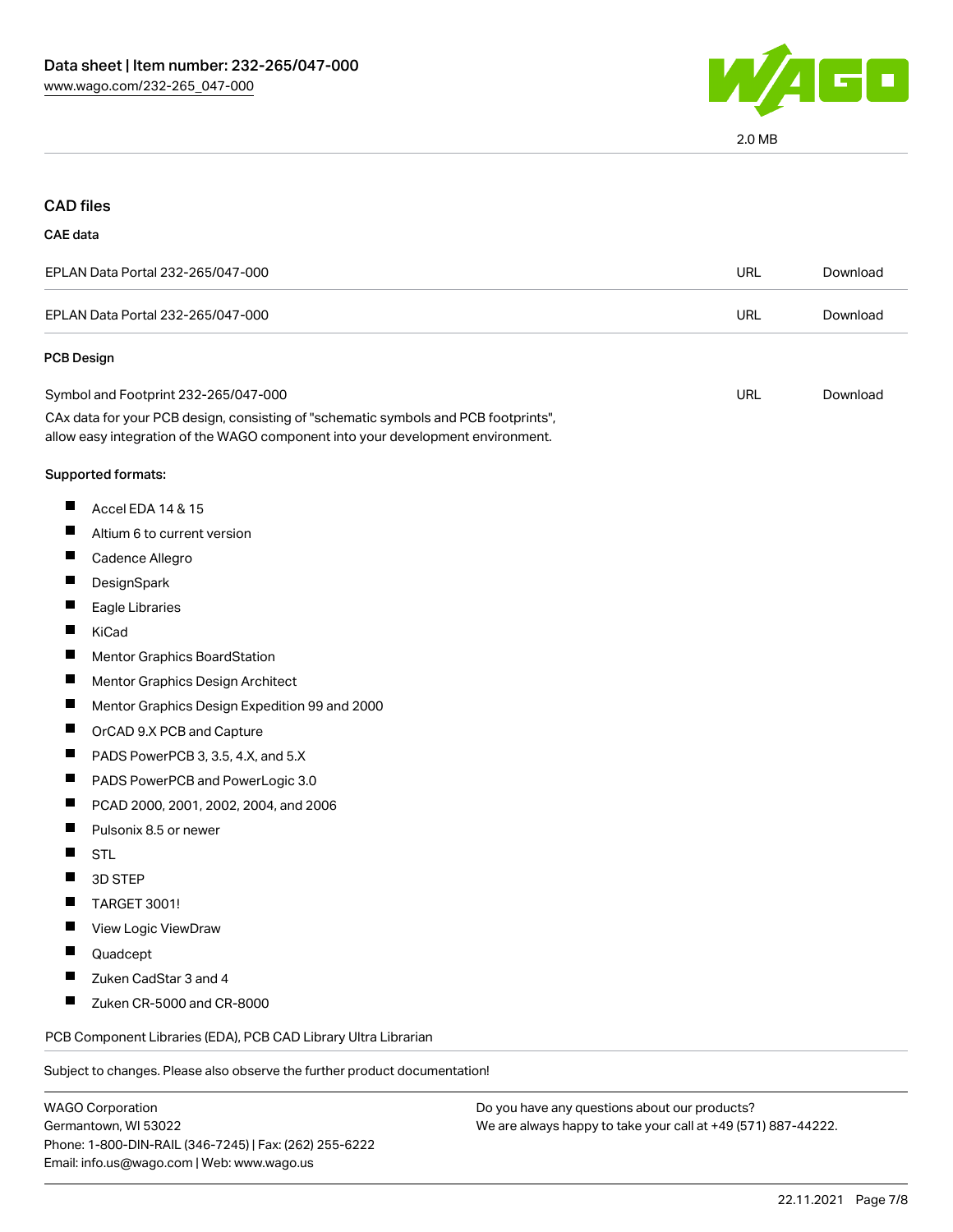2.0 MB

## CAD files

### CAE data

| | | |
|---|---|---|
| EPLAN Data Portal 232-265/047-000 | URL | Download |
| EPLAN Data Portal 232-265/047-000 | URL | Download |

### PCB Design

| | | |
|---|---|---|
| Symbol and Footprint 232-265/047-000 | URL | Download |

CAx data for your PCB design, consisting of "schematic symbols and PCB footprints", allow easy integration of the WAGO component into your development environment.

Supported formats:

- Accel EDA 14 & 15
- Altium 6 to current version
- Cadence Allegro
- DesignSpark
- Eagle Libraries
- KiCad
- Mentor Graphics BoardStation
- Mentor Graphics Design Architect
- Mentor Graphics Design Expedition 99 and 2000
- OrCAD 9.X PCB and Capture
- PADS PowerPCB 3, 3.5, 4.X, and 5.X
- PADS PowerPCB and PowerLogic 3.0
- PCAD 2000, 2001, 2002, 2004, and 2006
- Pulsonix 8.5 or newer
- STL
- 3D STEP
- TARGET 3001!
- View Logic ViewDraw
- Quadcept
- Zuken CadStar 3 and 4
- Zuken CR-5000 and CR-8000

PCB Component Libraries (EDA), PCB CAD Library Ultra Librarian

Subject to changes. Please also observe the further product documentation!

WAGO Corporation
Germantown, WI 53022
Phone: 1-800-DIN-RAIL (346-7245) | Fax: (262) 255-6222
Email: info.us@wago.com | Web: www.wago.us

Do you have any questions about our products?
We are always happy to take your call at +49 (571) 887-44222.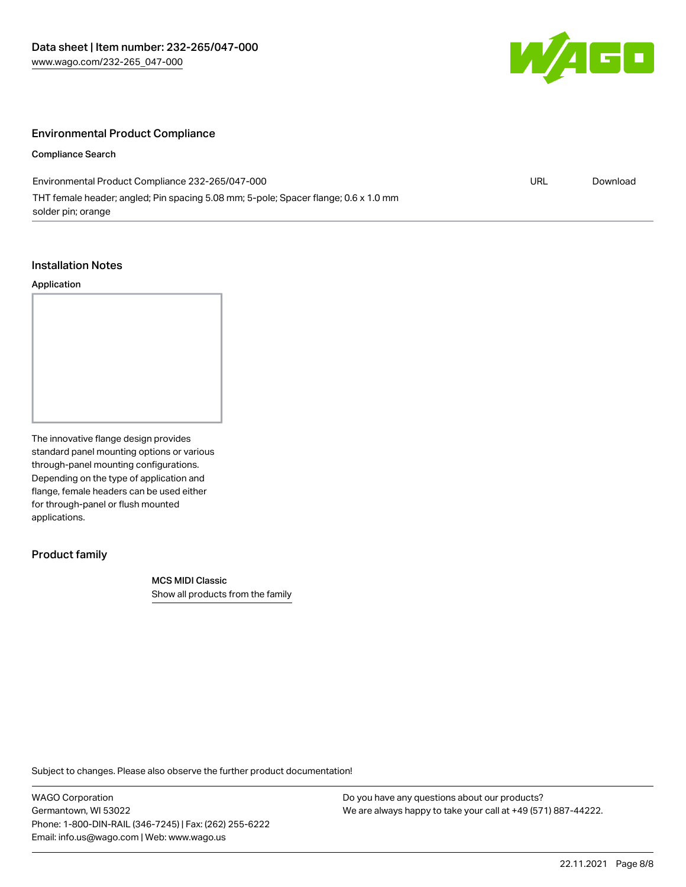## Environmental Product Compliance

### Compliance Search

| | | |
|---|---|---|
| Environmental Product Compliance 232-265/047-000<br>THT female header; angled; Pin spacing 5.08 mm; 5-pole; Spacer flange; 0.6 x 1.0 mm solder pin; orange | URL | Download |

## Installation Notes

### Application

The innovative flange design provides standard panel mounting options or various through-panel mounting configurations. Depending on the type of application and flange, female headers can be used either for through-panel or flush mounted applications.

## Product family

MCS MIDI Classic
Show all products from the family

Subject to changes. Please also observe the further product documentation!

WAGO Corporation
Germantown, WI 53022
Phone: 1-800-DIN-RAIL (346-7245) | Fax: (262) 255-6222
Email: info.us@wago.com | Web: www.wago.us

Do you have any questions about our products?
We are always happy to take your call at +49 (571) 887-44222.